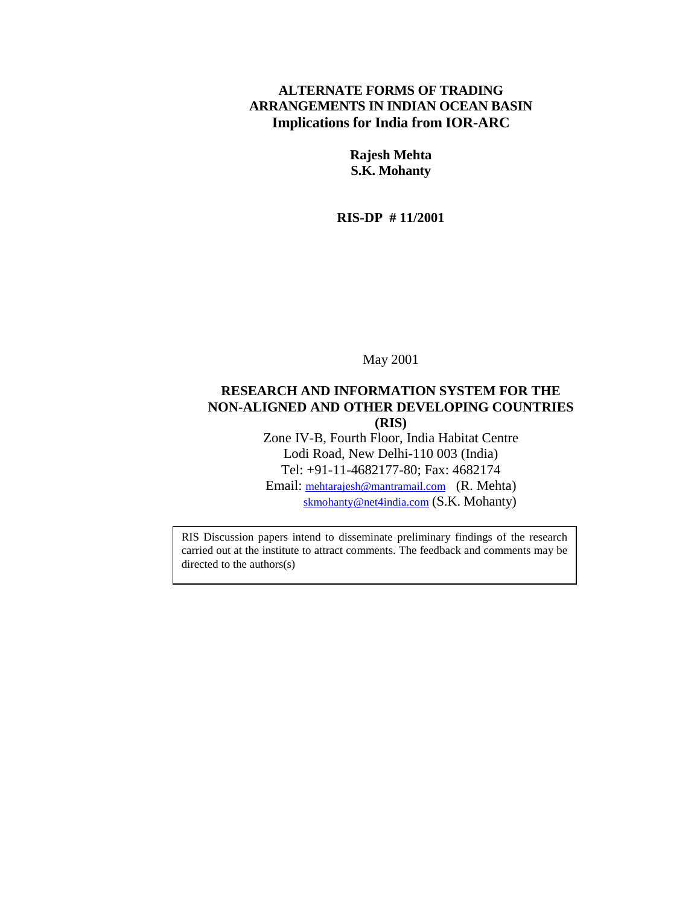# ALTERNATE FORMS OF TRADING ARRANGEMENTS IN INDIAN OCEAN BASIN
## Implications for India from IOR-ARC

**Rajesh Mehta**
**S.K. Mohanty**

**RIS-DP # 11/2001**

May 2001

**RESEARCH AND INFORMATION SYSTEM FOR THE NON-ALIGNED AND OTHER DEVELOPING COUNTRIES (RIS)**

Zone IV-B, Fourth Floor, India Habitat Centre
Lodi Road, New Delhi-110 003 (India)
Tel: +91-11-4682177-80; Fax: 4682174
Email: mehtarajesh@mantramail.com (R. Mehta)
skmohanty@net4india.com (S.K. Mohanty)

RIS Discussion papers intend to disseminate preliminary findings of the research carried out at the institute to attract comments. The feedback and comments may be directed to the authors(s)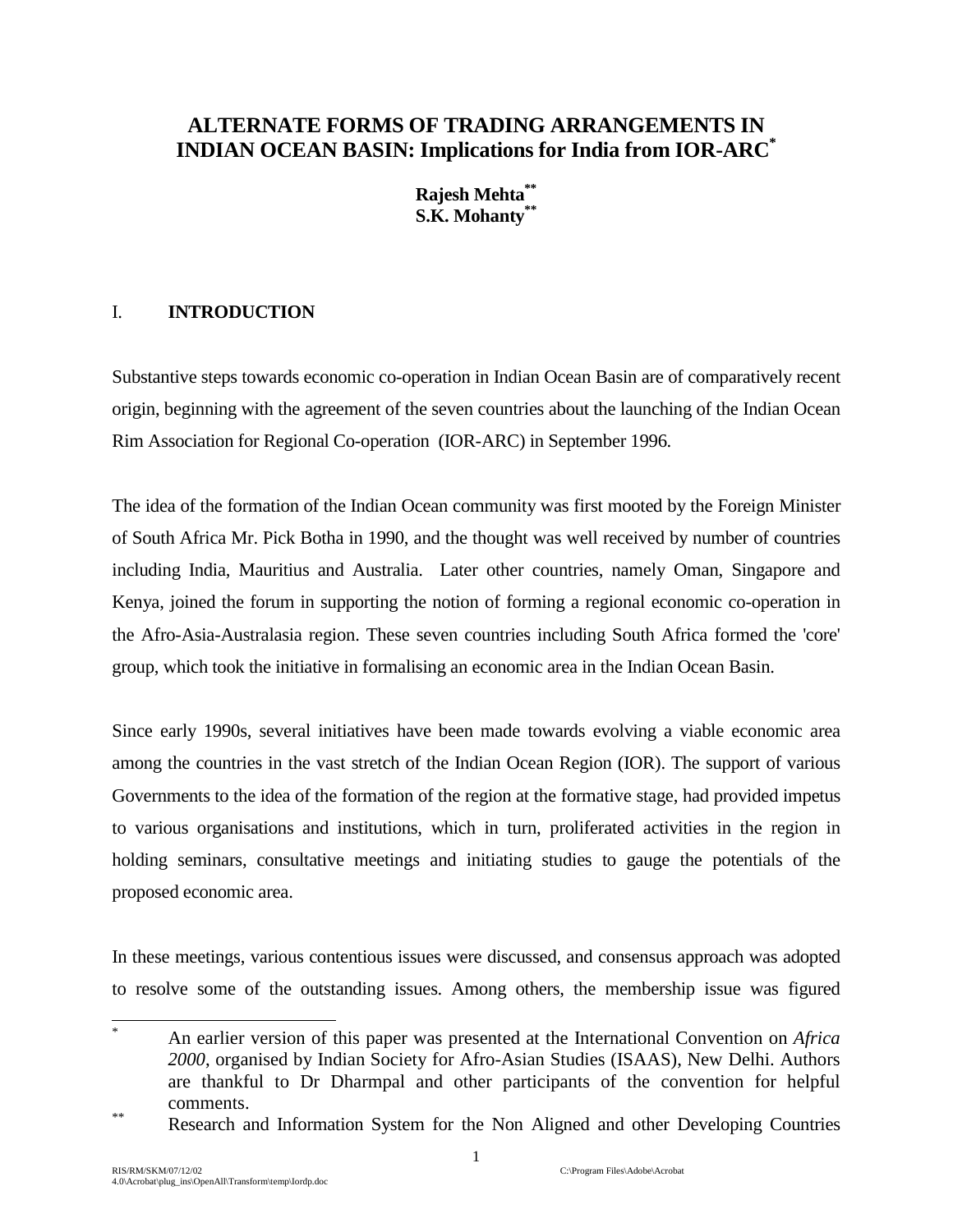# ALTERNATE FORMS OF TRADING ARRANGEMENTS IN INDIAN OCEAN BASIN: Implications for India from IOR-ARC[*]

**Rajesh Mehta[**]**
**S.K. Mohanty[**]**

## I. INTRODUCTION

Substantive steps towards economic co-operation in Indian Ocean Basin are of comparatively recent origin, beginning with the agreement of the seven countries about the launching of the Indian Ocean Rim Association for Regional Co-operation (IOR-ARC) in September 1996.

The idea of the formation of the Indian Ocean community was first mooted by the Foreign Minister of South Africa Mr. Pick Botha in 1990, and the thought was well received by number of countries including India, Mauritius and Australia. Later other countries, namely Oman, Singapore and Kenya, joined the forum in supporting the notion of forming a regional economic co-operation in the Afro-Asia-Australasia region. These seven countries including South Africa formed the 'core' group, which took the initiative in formalising an economic area in the Indian Ocean Basin.

Since early 1990s, several initiatives have been made towards evolving a viable economic area among the countries in the vast stretch of the Indian Ocean Region (IOR). The support of various Governments to the idea of the formation of the region at the formative stage, had provided impetus to various organisations and institutions, which in turn, proliferated activities in the region in holding seminars, consultative meetings and initiating studies to gauge the potentials of the proposed economic area.

In these meetings, various contentious issues were discussed, and consensus approach was adopted to resolve some of the outstanding issues. Among others, the membership issue was figured

---

[*] An earlier version of this paper was presented at the International Convention on *Africa 2000*, organised by Indian Society for Afro-Asian Studies (ISAAS), New Delhi. Authors are thankful to Dr Dharmpal and other participants of the convention for helpful comments.

[**] Research and Information System for the Non Aligned and other Developing Countries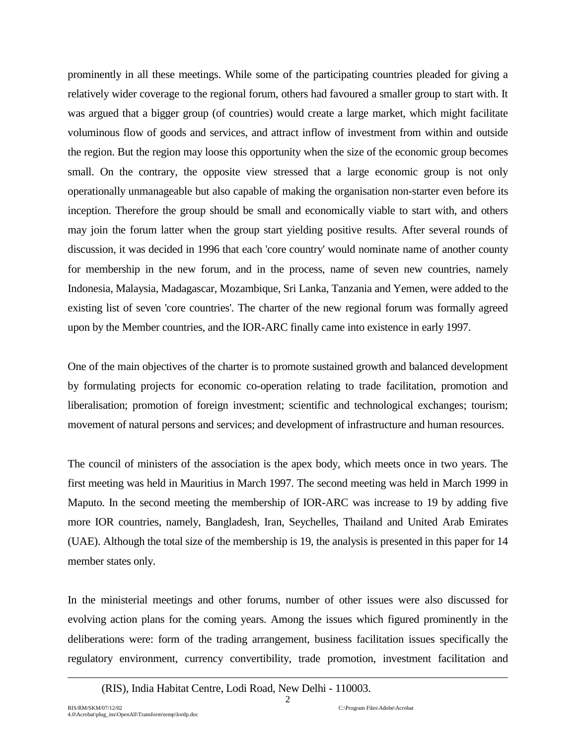prominently in all these meetings. While some of the participating countries pleaded for giving a relatively wider coverage to the regional forum, others had favoured a smaller group to start with. It was argued that a bigger group (of countries) would create a large market, which might facilitate voluminous flow of goods and services, and attract inflow of investment from within and outside the region. But the region may loose this opportunity when the size of the economic group becomes small. On the contrary, the opposite view stressed that a large economic group is not only operationally unmanageable but also capable of making the organisation non-starter even before its inception. Therefore the group should be small and economically viable to start with, and others may join the forum latter when the group start yielding positive results. After several rounds of discussion, it was decided in 1996 that each 'core country' would nominate name of another county for membership in the new forum, and in the process, name of seven new countries, namely Indonesia, Malaysia, Madagascar, Mozambique, Sri Lanka, Tanzania and Yemen, were added to the existing list of seven 'core countries'. The charter of the new regional forum was formally agreed upon by the Member countries, and the IOR-ARC finally came into existence in early 1997.

One of the main objectives of the charter is to promote sustained growth and balanced development by formulating projects for economic co-operation relating to trade facilitation, promotion and liberalisation; promotion of foreign investment; scientific and technological exchanges; tourism; movement of natural persons and services; and development of infrastructure and human resources.

The council of ministers of the association is the apex body, which meets once in two years. The first meeting was held in Mauritius in March 1997. The second meeting was held in March 1999 in Maputo. In the second meeting the membership of IOR-ARC was increase to 19 by adding five more IOR countries, namely, Bangladesh, Iran, Seychelles, Thailand and United Arab Emirates (UAE). Although the total size of the membership is 19, the analysis is presented in this paper for 14 member states only.

In the ministerial meetings and other forums, number of other issues were also discussed for evolving action plans for the coming years. Among the issues which figured prominently in the deliberations were: form of the trading arrangement, business facilitation issues specifically the regulatory environment, currency convertibility, trade promotion, investment facilitation and

(RIS), India Habitat Centre, Lodi Road, New Delhi - 110003.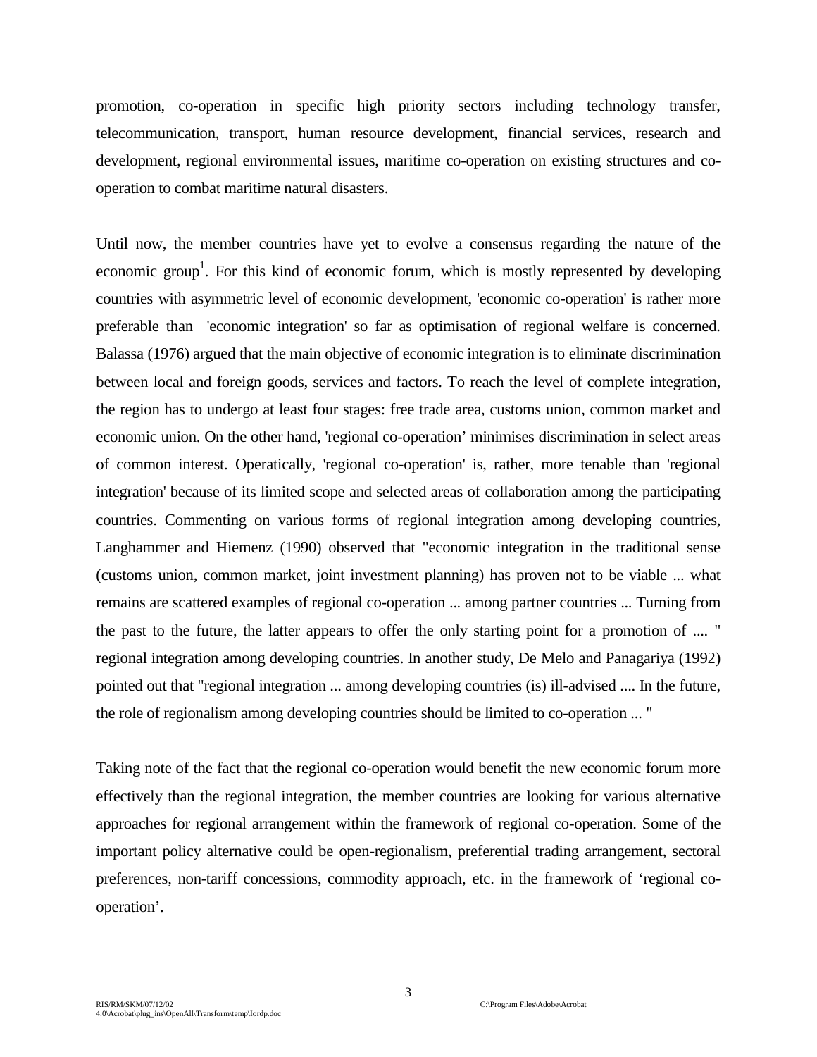promotion, co-operation in specific high priority sectors including technology transfer, telecommunication, transport, human resource development, financial services, research and development, regional environmental issues, maritime co-operation on existing structures and co-operation to combat maritime natural disasters.

Until now, the member countries have yet to evolve a consensus regarding the nature of the economic group[1]. For this kind of economic forum, which is mostly represented by developing countries with asymmetric level of economic development, 'economic co-operation' is rather more preferable than 'economic integration' so far as optimisation of regional welfare is concerned. Balassa (1976) argued that the main objective of economic integration is to eliminate discrimination between local and foreign goods, services and factors. To reach the level of complete integration, the region has to undergo at least four stages: free trade area, customs union, common market and economic union. On the other hand, 'regional co-operation' minimises discrimination in select areas of common interest. Operatically, 'regional co-operation' is, rather, more tenable than 'regional integration' because of its limited scope and selected areas of collaboration among the participating countries. Commenting on various forms of regional integration among developing countries, Langhammer and Hiemenz (1990) observed that "economic integration in the traditional sense (customs union, common market, joint investment planning) has proven not to be viable ... what remains are scattered examples of regional co-operation ... among partner countries ... Turning from the past to the future, the latter appears to offer the only starting point for a promotion of .... " regional integration among developing countries. In another study, De Melo and Panagariya (1992) pointed out that "regional integration ... among developing countries (is) ill-advised .... In the future, the role of regionalism among developing countries should be limited to co-operation ... "

Taking note of the fact that the regional co-operation would benefit the new economic forum more effectively than the regional integration, the member countries are looking for various alternative approaches for regional arrangement within the framework of regional co-operation. Some of the important policy alternative could be open-regionalism, preferential trading arrangement, sectoral preferences, non-tariff concessions, commodity approach, etc. in the framework of 'regional co-operation'.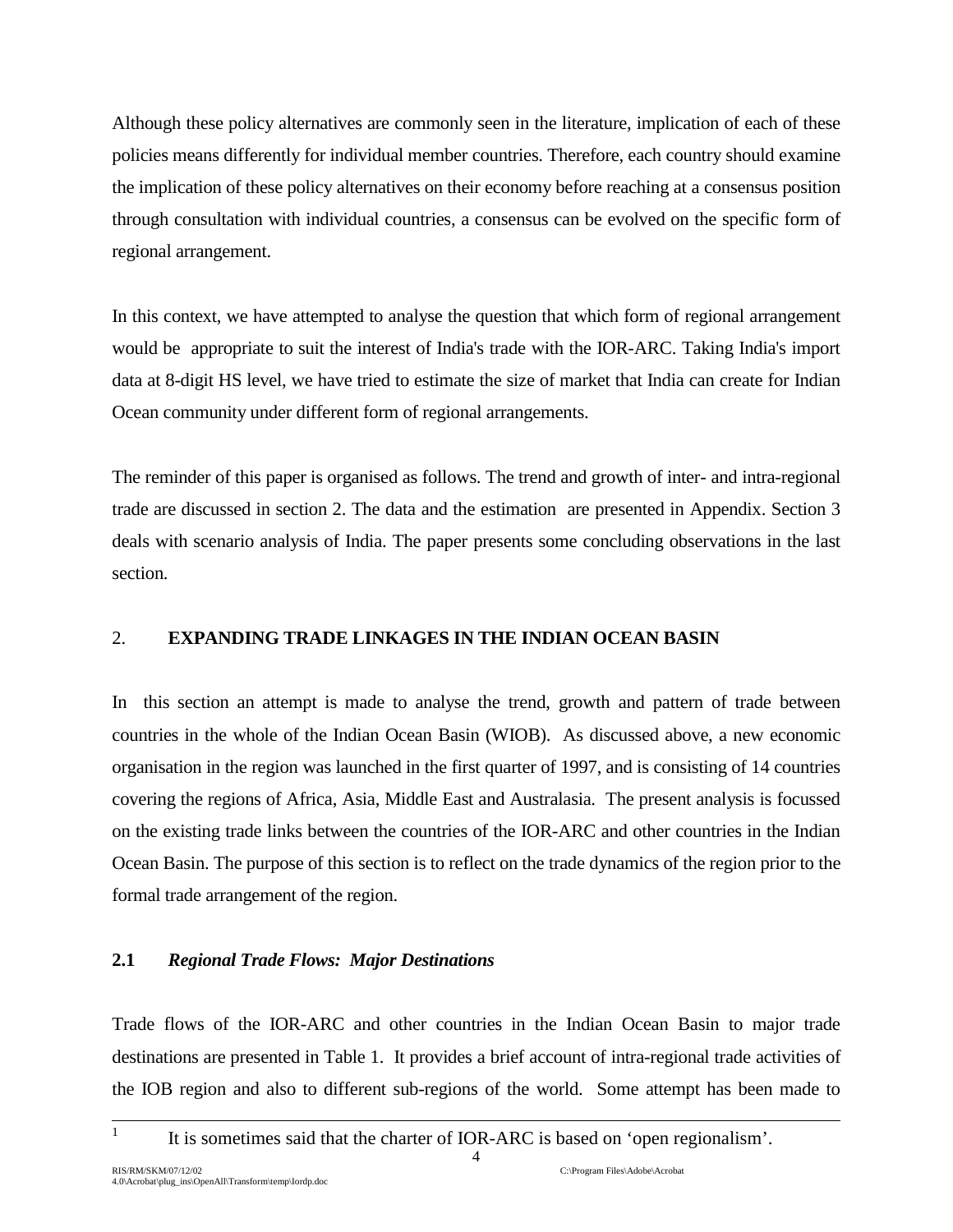Although these policy alternatives are commonly seen in the literature, implication of each of these policies means differently for individual member countries. Therefore, each country should examine the implication of these policy alternatives on their economy before reaching at a consensus position through consultation with individual countries, a consensus can be evolved on the specific form of regional arrangement.

In this context, we have attempted to analyse the question that which form of regional arrangement would be appropriate to suit the interest of India's trade with the IOR-ARC. Taking India's import data at 8-digit HS level, we have tried to estimate the size of market that India can create for Indian Ocean community under different form of regional arrangements.

The reminder of this paper is organised as follows. The trend and growth of inter- and intra-regional trade are discussed in section 2. The data and the estimation are presented in Appendix. Section 3 deals with scenario analysis of India. The paper presents some concluding observations in the last section.

## 2. EXPANDING TRADE LINKAGES IN THE INDIAN OCEAN BASIN

In this section an attempt is made to analyse the trend, growth and pattern of trade between countries in the whole of the Indian Ocean Basin (WIOB). As discussed above, a new economic organisation in the region was launched in the first quarter of 1997, and is consisting of 14 countries covering the regions of Africa, Asia, Middle East and Australasia. The present analysis is focussed on the existing trade links between the countries of the IOR-ARC and other countries in the Indian Ocean Basin. The purpose of this section is to reflect on the trade dynamics of the region prior to the formal trade arrangement of the region.

### 2.1 *Regional Trade Flows: Major Destinations*

Trade flows of the IOR-ARC and other countries in the Indian Ocean Basin to major trade destinations are presented in Table 1. It provides a brief account of intra-regional trade activities of the IOB region and also to different sub-regions of the world. Some attempt has been made to

---

[1] It is sometimes said that the charter of IOR-ARC is based on 'open regionalism'.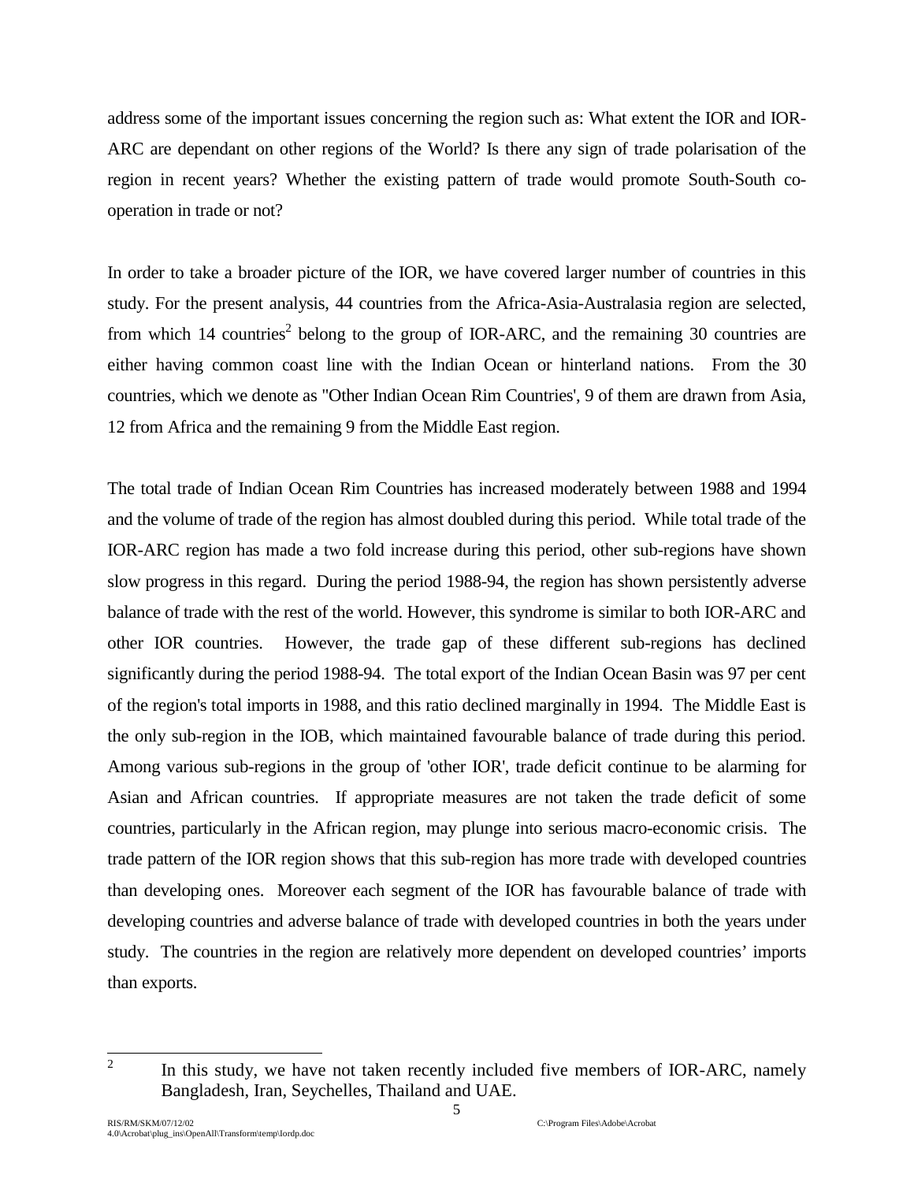address some of the important issues concerning the region such as: What extent the IOR and IOR-ARC are dependant on other regions of the World? Is there any sign of trade polarisation of the region in recent years? Whether the existing pattern of trade would promote South-South co-operation in trade or not?

In order to take a broader picture of the IOR, we have covered larger number of countries in this study. For the present analysis, 44 countries from the Africa-Asia-Australasia region are selected, from which 14 countries[2] belong to the group of IOR-ARC, and the remaining 30 countries are either having common coast line with the Indian Ocean or hinterland nations. From the 30 countries, which we denote as "Other Indian Ocean Rim Countries', 9 of them are drawn from Asia, 12 from Africa and the remaining 9 from the Middle East region.

The total trade of Indian Ocean Rim Countries has increased moderately between 1988 and 1994 and the volume of trade of the region has almost doubled during this period. While total trade of the IOR-ARC region has made a two fold increase during this period, other sub-regions have shown slow progress in this regard. During the period 1988-94, the region has shown persistently adverse balance of trade with the rest of the world. However, this syndrome is similar to both IOR-ARC and other IOR countries. However, the trade gap of these different sub-regions has declined significantly during the period 1988-94. The total export of the Indian Ocean Basin was 97 per cent of the region's total imports in 1988, and this ratio declined marginally in 1994. The Middle East is the only sub-region in the IOB, which maintained favourable balance of trade during this period. Among various sub-regions in the group of 'other IOR', trade deficit continue to be alarming for Asian and African countries. If appropriate measures are not taken the trade deficit of some countries, particularly in the African region, may plunge into serious macro-economic crisis. The trade pattern of the IOR region shows that this sub-region has more trade with developed countries than developing ones. Moreover each segment of the IOR has favourable balance of trade with developing countries and adverse balance of trade with developed countries in both the years under study. The countries in the region are relatively more dependent on developed countries' imports than exports.

---

[2] In this study, we have not taken recently included five members of IOR-ARC, namely Bangladesh, Iran, Seychelles, Thailand and UAE.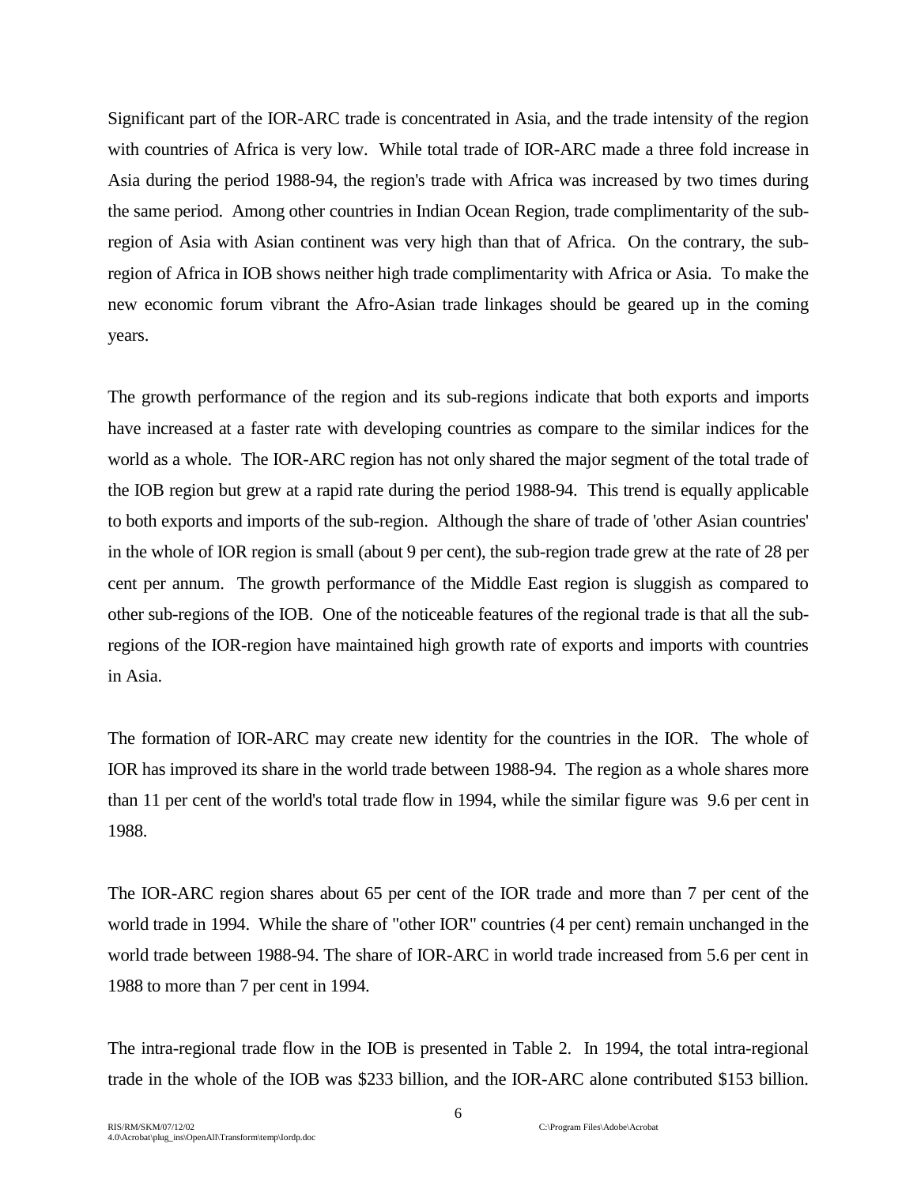Significant part of the IOR-ARC trade is concentrated in Asia, and the trade intensity of the region with countries of Africa is very low. While total trade of IOR-ARC made a three fold increase in Asia during the period 1988-94, the region's trade with Africa was increased by two times during the same period. Among other countries in Indian Ocean Region, trade complimentarity of the sub-region of Asia with Asian continent was very high than that of Africa. On the contrary, the sub-region of Africa in IOB shows neither high trade complimentarity with Africa or Asia. To make the new economic forum vibrant the Afro-Asian trade linkages should be geared up in the coming years.

The growth performance of the region and its sub-regions indicate that both exports and imports have increased at a faster rate with developing countries as compare to the similar indices for the world as a whole. The IOR-ARC region has not only shared the major segment of the total trade of the IOB region but grew at a rapid rate during the period 1988-94. This trend is equally applicable to both exports and imports of the sub-region. Although the share of trade of 'other Asian countries' in the whole of IOR region is small (about 9 per cent), the sub-region trade grew at the rate of 28 per cent per annum. The growth performance of the Middle East region is sluggish as compared to other sub-regions of the IOB. One of the noticeable features of the regional trade is that all the sub-regions of the IOR-region have maintained high growth rate of exports and imports with countries in Asia.

The formation of IOR-ARC may create new identity for the countries in the IOR. The whole of IOR has improved its share in the world trade between 1988-94. The region as a whole shares more than 11 per cent of the world's total trade flow in 1994, while the similar figure was 9.6 per cent in 1988.

The IOR-ARC region shares about 65 per cent of the IOR trade and more than 7 per cent of the world trade in 1994. While the share of "other IOR" countries (4 per cent) remain unchanged in the world trade between 1988-94. The share of IOR-ARC in world trade increased from 5.6 per cent in 1988 to more than 7 per cent in 1994.

The intra-regional trade flow in the IOB is presented in Table 2. In 1994, the total intra-regional trade in the whole of the IOB was $233 billion, and the IOR-ARC alone contributed $153 billion.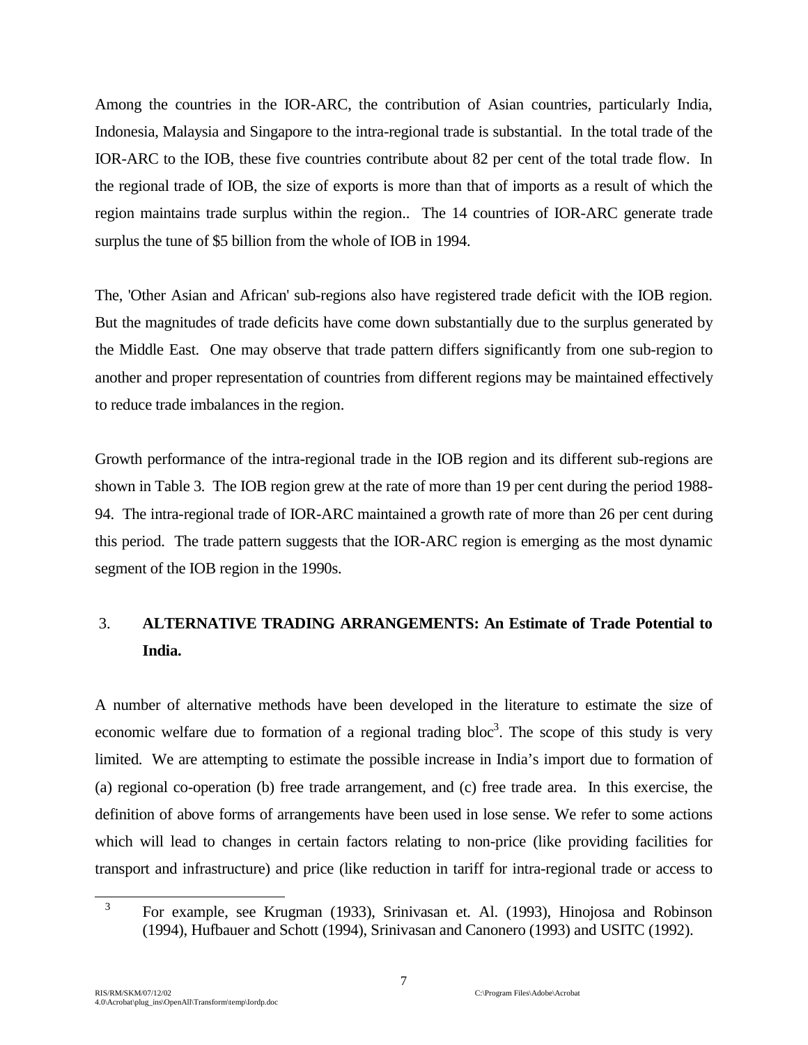Among the countries in the IOR-ARC, the contribution of Asian countries, particularly India, Indonesia, Malaysia and Singapore to the intra-regional trade is substantial. In the total trade of the IOR-ARC to the IOB, these five countries contribute about 82 per cent of the total trade flow. In the regional trade of IOB, the size of exports is more than that of imports as a result of which the region maintains trade surplus within the region.. The 14 countries of IOR-ARC generate trade surplus the tune of $5 billion from the whole of IOB in 1994.

The, 'Other Asian and African' sub-regions also have registered trade deficit with the IOB region. But the magnitudes of trade deficits have come down substantially due to the surplus generated by the Middle East. One may observe that trade pattern differs significantly from one sub-region to another and proper representation of countries from different regions may be maintained effectively to reduce trade imbalances in the region.

Growth performance of the intra-regional trade in the IOB region and its different sub-regions are shown in Table 3. The IOB region grew at the rate of more than 19 per cent during the period 1988-94. The intra-regional trade of IOR-ARC maintained a growth rate of more than 26 per cent during this period. The trade pattern suggests that the IOR-ARC region is emerging as the most dynamic segment of the IOB region in the 1990s.

## 3. ALTERNATIVE TRADING ARRANGEMENTS: An Estimate of Trade Potential to India.

A number of alternative methods have been developed in the literature to estimate the size of economic welfare due to formation of a regional trading bloc[3]. The scope of this study is very limited. We are attempting to estimate the possible increase in India's import due to formation of (a) regional co-operation (b) free trade arrangement, and (c) free trade area. In this exercise, the definition of above forms of arrangements have been used in lose sense. We refer to some actions which will lead to changes in certain factors relating to non-price (like providing facilities for transport and infrastructure) and price (like reduction in tariff for intra-regional trade or access to

---

[3] For example, see Krugman (1933), Srinivasan et. Al. (1993), Hinojosa and Robinson (1994), Hufbauer and Schott (1994), Srinivasan and Canonero (1993) and USITC (1992).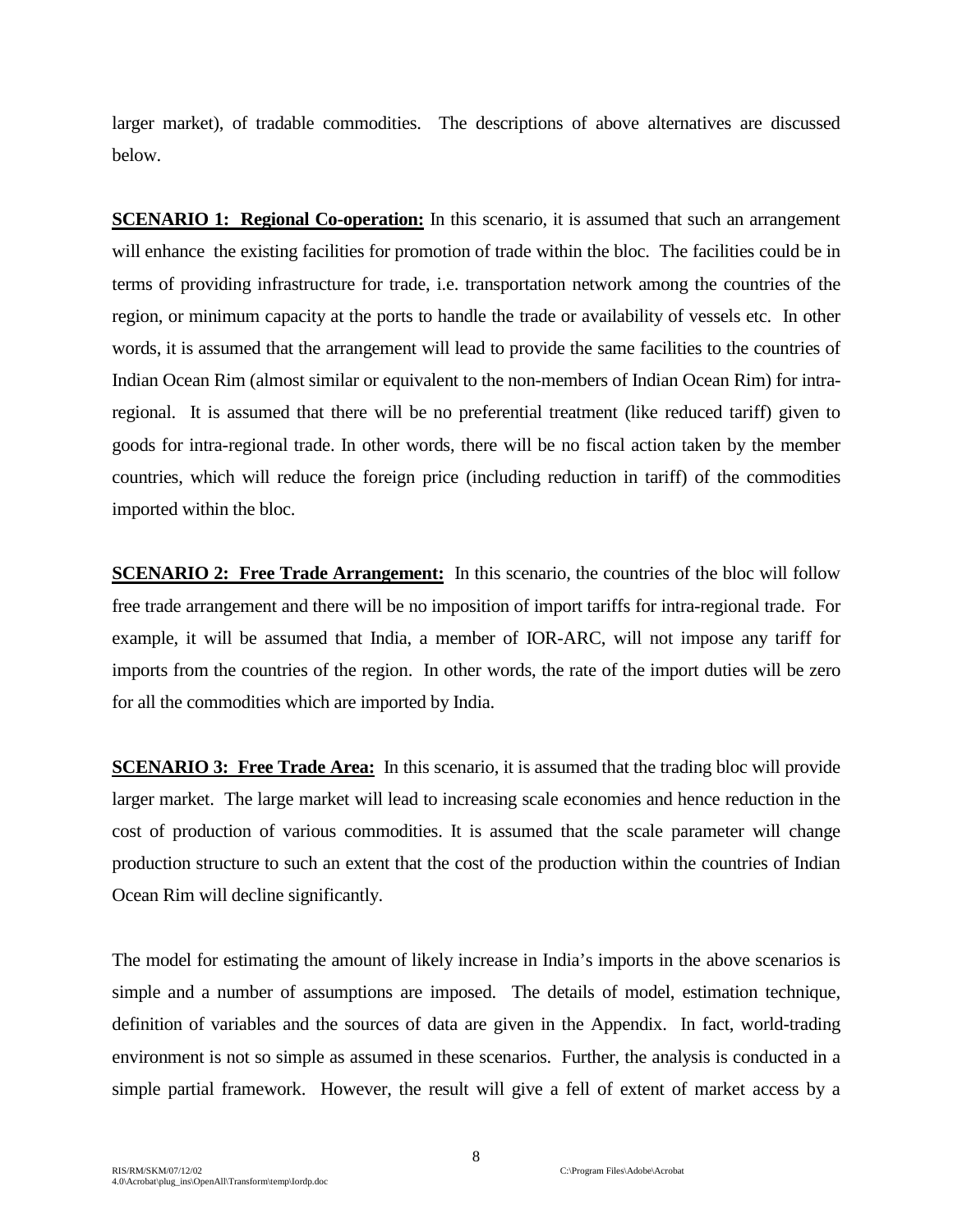larger market), of tradable commodities. The descriptions of above alternatives are discussed below.

**<u>SCENARIO 1: Regional Co-operation:</u>** In this scenario, it is assumed that such an arrangement will enhance the existing facilities for promotion of trade within the bloc. The facilities could be in terms of providing infrastructure for trade, i.e. transportation network among the countries of the region, or minimum capacity at the ports to handle the trade or availability of vessels etc. In other words, it is assumed that the arrangement will lead to provide the same facilities to the countries of Indian Ocean Rim (almost similar or equivalent to the non-members of Indian Ocean Rim) for intra-regional. It is assumed that there will be no preferential treatment (like reduced tariff) given to goods for intra-regional trade. In other words, there will be no fiscal action taken by the member countries, which will reduce the foreign price (including reduction in tariff) of the commodities imported within the bloc.

**<u>SCENARIO 2: Free Trade Arrangement:</u>** In this scenario, the countries of the bloc will follow free trade arrangement and there will be no imposition of import tariffs for intra-regional trade. For example, it will be assumed that India, a member of IOR-ARC, will not impose any tariff for imports from the countries of the region. In other words, the rate of the import duties will be zero for all the commodities which are imported by India.

**<u>SCENARIO 3: Free Trade Area:</u>** In this scenario, it is assumed that the trading bloc will provide larger market. The large market will lead to increasing scale economies and hence reduction in the cost of production of various commodities. It is assumed that the scale parameter will change production structure to such an extent that the cost of the production within the countries of Indian Ocean Rim will decline significantly.

The model for estimating the amount of likely increase in India's imports in the above scenarios is simple and a number of assumptions are imposed. The details of model, estimation technique, definition of variables and the sources of data are given in the Appendix. In fact, world-trading environment is not so simple as assumed in these scenarios. Further, the analysis is conducted in a simple partial framework. However, the result will give a fell of extent of market access by a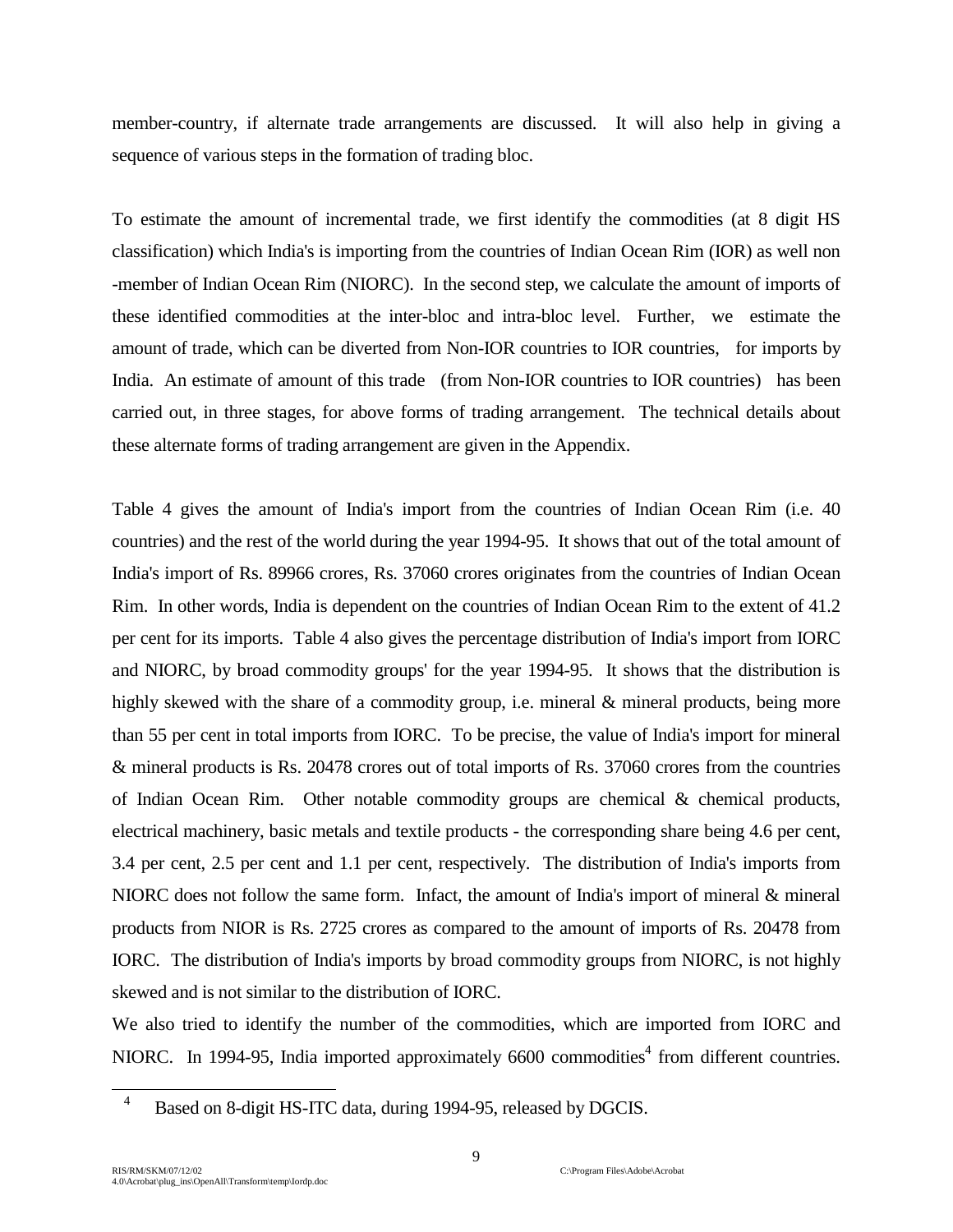member-country, if alternate trade arrangements are discussed. It will also help in giving a sequence of various steps in the formation of trading bloc.

To estimate the amount of incremental trade, we first identify the commodities (at 8 digit HS classification) which India's is importing from the countries of Indian Ocean Rim (IOR) as well non -member of Indian Ocean Rim (NIORC). In the second step, we calculate the amount of imports of these identified commodities at the inter-bloc and intra-bloc level. Further, we estimate the amount of trade, which can be diverted from Non-IOR countries to IOR countries, for imports by India. An estimate of amount of this trade (from Non-IOR countries to IOR countries) has been carried out, in three stages, for above forms of trading arrangement. The technical details about these alternate forms of trading arrangement are given in the Appendix.

Table 4 gives the amount of India's import from the countries of Indian Ocean Rim (i.e. 40 countries) and the rest of the world during the year 1994-95. It shows that out of the total amount of India's import of Rs. 89966 crores, Rs. 37060 crores originates from the countries of Indian Ocean Rim. In other words, India is dependent on the countries of Indian Ocean Rim to the extent of 41.2 per cent for its imports. Table 4 also gives the percentage distribution of India's import from IORC and NIORC, by broad commodity groups' for the year 1994-95. It shows that the distribution is highly skewed with the share of a commodity group, i.e. mineral & mineral products, being more than 55 per cent in total imports from IORC. To be precise, the value of India's import for mineral & mineral products is Rs. 20478 crores out of total imports of Rs. 37060 crores from the countries of Indian Ocean Rim. Other notable commodity groups are chemical & chemical products, electrical machinery, basic metals and textile products - the corresponding share being 4.6 per cent, 3.4 per cent, 2.5 per cent and 1.1 per cent, respectively. The distribution of India's imports from NIORC does not follow the same form. Infact, the amount of India's import of mineral & mineral products from NIOR is Rs. 2725 crores as compared to the amount of imports of Rs. 20478 from IORC. The distribution of India's imports by broad commodity groups from NIORC, is not highly skewed and is not similar to the distribution of IORC.

We also tried to identify the number of the commodities, which are imported from IORC and NIORC. In 1994-95, India imported approximately 6600 commodities[4] from different countries.

[4] Based on 8-digit HS-ITC data, during 1994-95, released by DGCIS.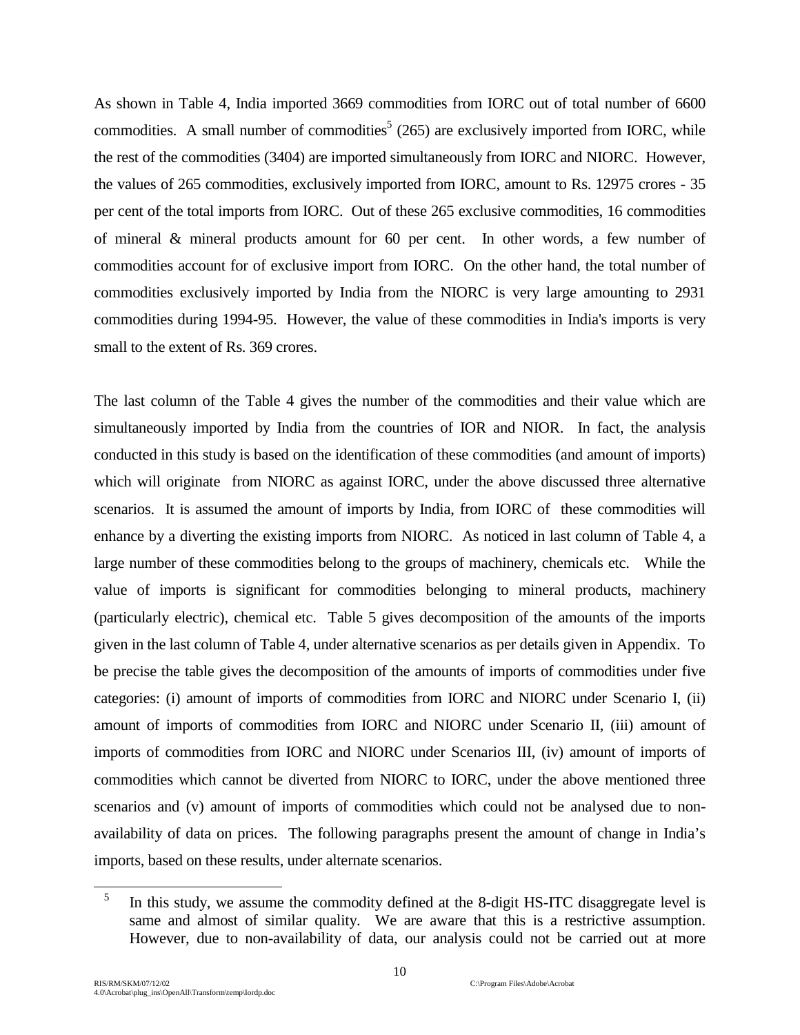As shown in Table 4, India imported 3669 commodities from IORC out of total number of 6600 commodities. A small number of commodities[5] (265) are exclusively imported from IORC, while the rest of the commodities (3404) are imported simultaneously from IORC and NIORC. However, the values of 265 commodities, exclusively imported from IORC, amount to Rs. 12975 crores - 35 per cent of the total imports from IORC. Out of these 265 exclusive commodities, 16 commodities of mineral & mineral products amount for 60 per cent. In other words, a few number of commodities account for of exclusive import from IORC. On the other hand, the total number of commodities exclusively imported by India from the NIORC is very large amounting to 2931 commodities during 1994-95. However, the value of these commodities in India's imports is very small to the extent of Rs. 369 crores.

The last column of the Table 4 gives the number of the commodities and their value which are simultaneously imported by India from the countries of IOR and NIOR. In fact, the analysis conducted in this study is based on the identification of these commodities (and amount of imports) which will originate from NIORC as against IORC, under the above discussed three alternative scenarios. It is assumed the amount of imports by India, from IORC of these commodities will enhance by a diverting the existing imports from NIORC. As noticed in last column of Table 4, a large number of these commodities belong to the groups of machinery, chemicals etc. While the value of imports is significant for commodities belonging to mineral products, machinery (particularly electric), chemical etc. Table 5 gives decomposition of the amounts of the imports given in the last column of Table 4, under alternative scenarios as per details given in Appendix. To be precise the table gives the decomposition of the amounts of imports of commodities under five categories: (i) amount of imports of commodities from IORC and NIORC under Scenario I, (ii) amount of imports of commodities from IORC and NIORC under Scenario II, (iii) amount of imports of commodities from IORC and NIORC under Scenarios III, (iv) amount of imports of commodities which cannot be diverted from NIORC to IORC, under the above mentioned three scenarios and (v) amount of imports of commodities which could not be analysed due to non-availability of data on prices. The following paragraphs present the amount of change in India's imports, based on these results, under alternate scenarios.

---

[5] In this study, we assume the commodity defined at the 8-digit HS-ITC disaggregate level is same and almost of similar quality. We are aware that this is a restrictive assumption. However, due to non-availability of data, our analysis could not be carried out at more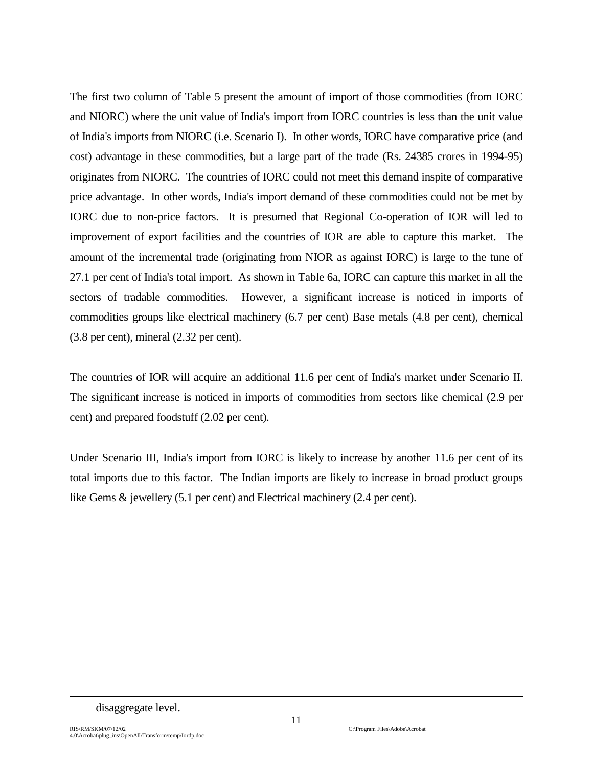The first two column of Table 5 present the amount of import of those commodities (from IORC and NIORC) where the unit value of India's import from IORC countries is less than the unit value of India's imports from NIORC (i.e. Scenario I). In other words, IORC have comparative price (and cost) advantage in these commodities, but a large part of the trade (Rs. 24385 crores in 1994-95) originates from NIORC. The countries of IORC could not meet this demand inspite of comparative price advantage. In other words, India's import demand of these commodities could not be met by IORC due to non-price factors. It is presumed that Regional Co-operation of IOR will led to improvement of export facilities and the countries of IOR are able to capture this market. The amount of the incremental trade (originating from NIOR as against IORC) is large to the tune of 27.1 per cent of India's total import. As shown in Table 6a, IORC can capture this market in all the sectors of tradable commodities. However, a significant increase is noticed in imports of commodities groups like electrical machinery (6.7 per cent) Base metals (4.8 per cent), chemical (3.8 per cent), mineral (2.32 per cent).

The countries of IOR will acquire an additional 11.6 per cent of India's market under Scenario II. The significant increase is noticed in imports of commodities from sectors like chemical (2.9 per cent) and prepared foodstuff (2.02 per cent).

Under Scenario III, India's import from IORC is likely to increase by another 11.6 per cent of its total imports due to this factor. The Indian imports are likely to increase in broad product groups like Gems & jewellery (5.1 per cent) and Electrical machinery (2.4 per cent).

---

disaggregate level.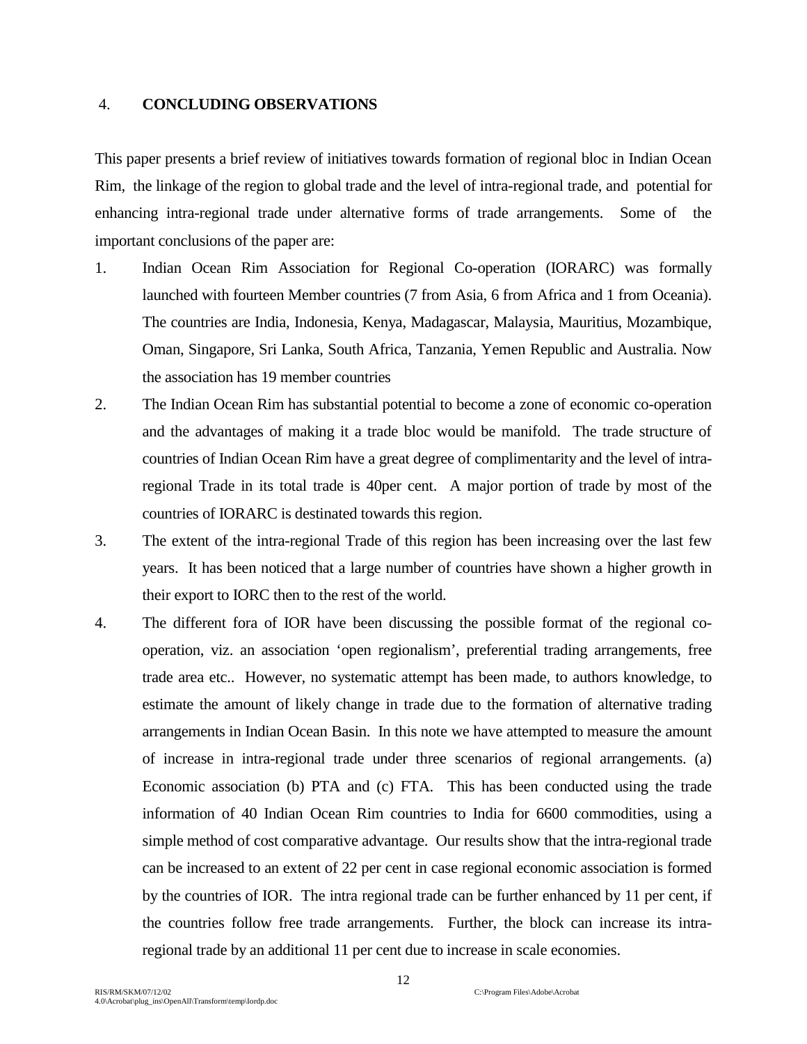## 4. CONCLUDING OBSERVATIONS

This paper presents a brief review of initiatives towards formation of regional bloc in Indian Ocean Rim, the linkage of the region to global trade and the level of intra-regional trade, and potential for enhancing intra-regional trade under alternative forms of trade arrangements. Some of the important conclusions of the paper are:

1. Indian Ocean Rim Association for Regional Co-operation (IORARC) was formally launched with fourteen Member countries (7 from Asia, 6 from Africa and 1 from Oceania). The countries are India, Indonesia, Kenya, Madagascar, Malaysia, Mauritius, Mozambique, Oman, Singapore, Sri Lanka, South Africa, Tanzania, Yemen Republic and Australia. Now the association has 19 member countries
2. The Indian Ocean Rim has substantial potential to become a zone of economic co-operation and the advantages of making it a trade bloc would be manifold. The trade structure of countries of Indian Ocean Rim have a great degree of complimentarity and the level of intra-regional Trade in its total trade is 40per cent. A major portion of trade by most of the countries of IORARC is destinated towards this region.
3. The extent of the intra-regional Trade of this region has been increasing over the last few years. It has been noticed that a large number of countries have shown a higher growth in their export to IORC then to the rest of the world.
4. The different fora of IOR have been discussing the possible format of the regional co-operation, viz. an association 'open regionalism', preferential trading arrangements, free trade area etc.. However, no systematic attempt has been made, to authors knowledge, to estimate the amount of likely change in trade due to the formation of alternative trading arrangements in Indian Ocean Basin. In this note we have attempted to measure the amount of increase in intra-regional trade under three scenarios of regional arrangements. (a) Economic association (b) PTA and (c) FTA. This has been conducted using the trade information of 40 Indian Ocean Rim countries to India for 6600 commodities, using a simple method of cost comparative advantage. Our results show that the intra-regional trade can be increased to an extent of 22 per cent in case regional economic association is formed by the countries of IOR. The intra regional trade can be further enhanced by 11 per cent, if the countries follow free trade arrangements. Further, the block can increase its intra-regional trade by an additional 11 per cent due to increase in scale economies.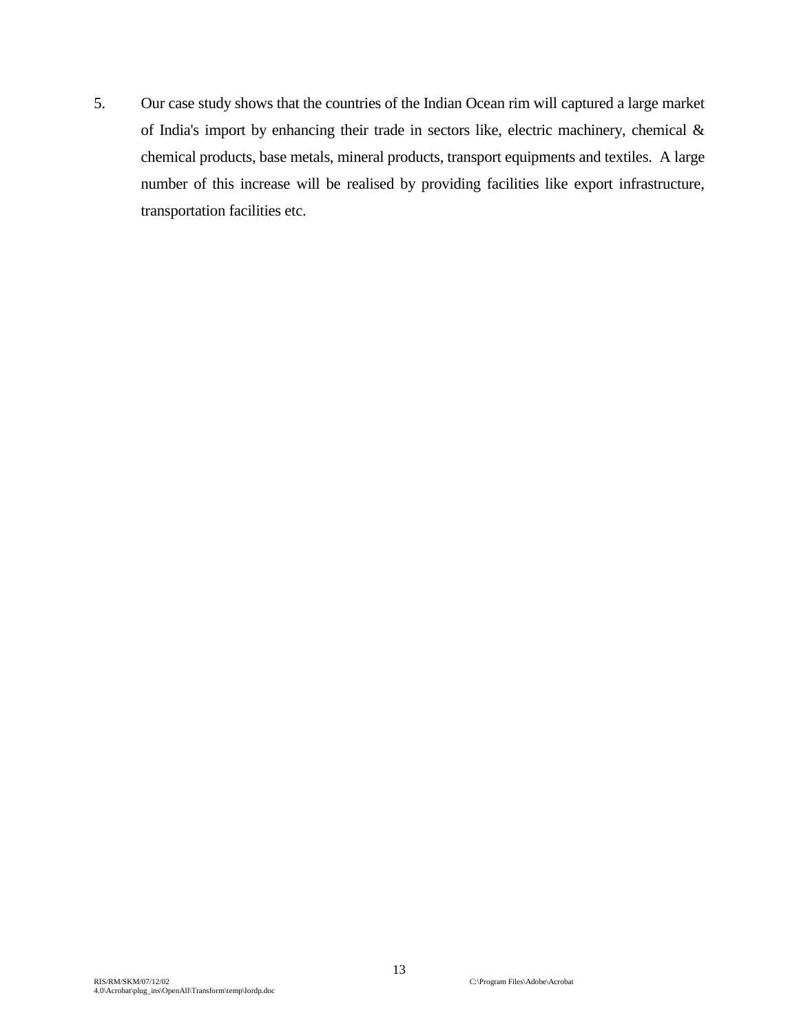5. Our case study shows that the countries of the Indian Ocean rim will captured a large market of India's import by enhancing their trade in sectors like, electric machinery, chemical & chemical products, base metals, mineral products, transport equipments and textiles. A large number of this increase will be realised by providing facilities like export infrastructure, transportation facilities etc.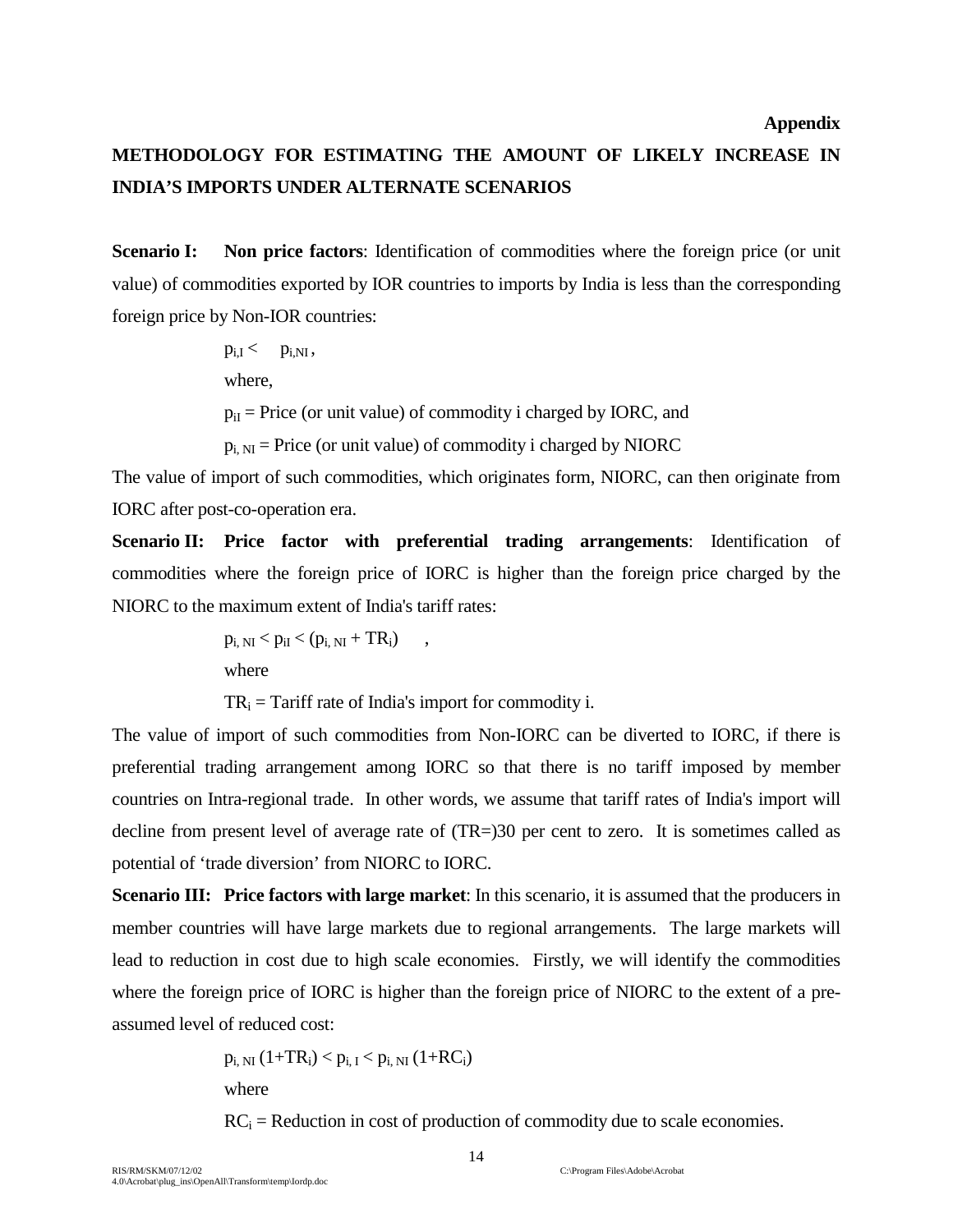**Appendix**

# METHODOLOGY FOR ESTIMATING THE AMOUNT OF LIKELY INCREASE IN INDIA'S IMPORTS UNDER ALTERNATE SCENARIOS

**Scenario I: Non price factors**: Identification of commodities where the foreign price (or unit value) of commodities exported by IOR countries to imports by India is less than the corresponding foreign price by Non-IOR countries:

$$p_{i,I} < p_{i,NI},$$

where,

$p_{iI}$ = Price (or unit value) of commodity i charged by IORC, and

$p_{i,NI}$ = Price (or unit value) of commodity i charged by NIORC

The value of import of such commodities, which originates form, NIORC, can then originate from IORC after post-co-operation era.

**Scenario II: Price factor with preferential trading arrangements**: Identification of commodities where the foreign price of IORC is higher than the foreign price charged by the NIORC to the maximum extent of India's tariff rates:

$$p_{i,NI} < p_{iI} < (p_{i,NI} + TR_i) \quad ,$$

where

$TR_i$ = Tariff rate of India's import for commodity i.

The value of import of such commodities from Non-IORC can be diverted to IORC, if there is preferential trading arrangement among IORC so that there is no tariff imposed by member countries on Intra-regional trade. In other words, we assume that tariff rates of India's import will decline from present level of average rate of (TR=)30 per cent to zero. It is sometimes called as potential of 'trade diversion' from NIORC to IORC.

**Scenario III: Price factors with large market**: In this scenario, it is assumed that the producers in member countries will have large markets due to regional arrangements. The large markets will lead to reduction in cost due to high scale economies. Firstly, we will identify the commodities where the foreign price of IORC is higher than the foreign price of NIORC to the extent of a pre-assumed level of reduced cost:

$$p_{i,NI}(1+TR_i) < p_{i,I} < p_{i,NI}(1+RC_i)$$

where

$RC_i$ = Reduction in cost of production of commodity due to scale economies.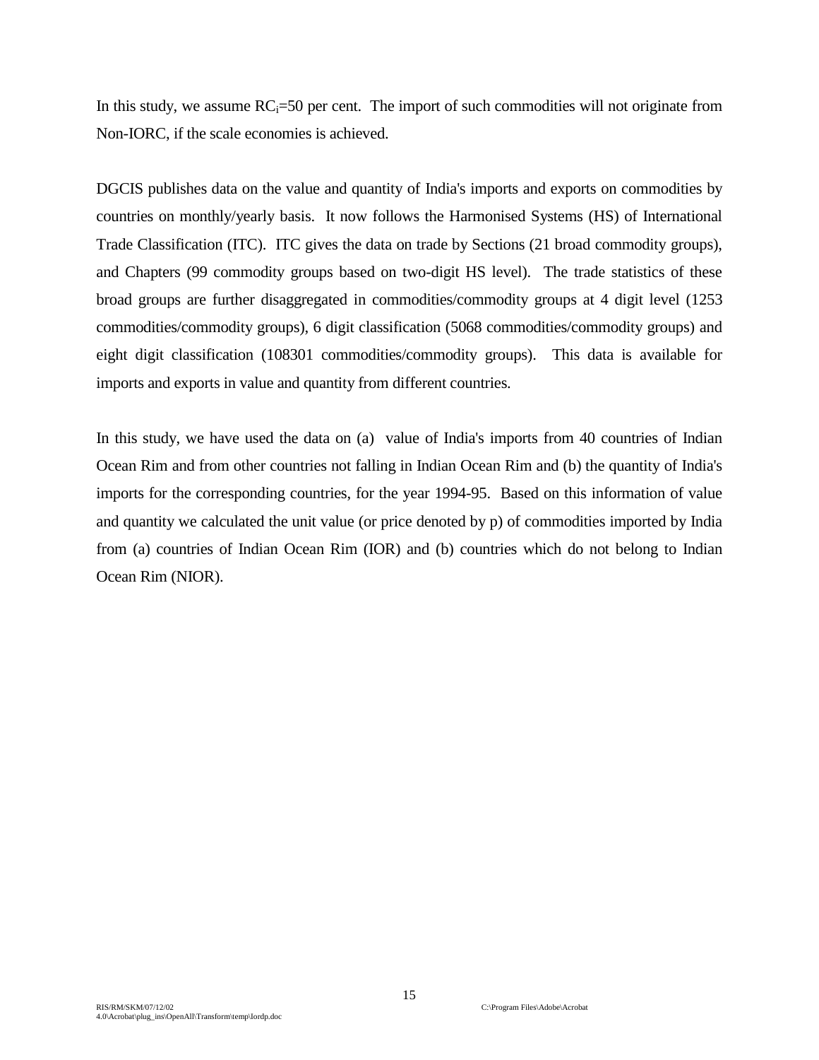In this study, we assume $RC_i$=50 per cent. The import of such commodities will not originate from Non-IORC, if the scale economies is achieved.

DGCIS publishes data on the value and quantity of India's imports and exports on commodities by countries on monthly/yearly basis. It now follows the Harmonised Systems (HS) of International Trade Classification (ITC). ITC gives the data on trade by Sections (21 broad commodity groups), and Chapters (99 commodity groups based on two-digit HS level). The trade statistics of these broad groups are further disaggregated in commodities/commodity groups at 4 digit level (1253 commodities/commodity groups), 6 digit classification (5068 commodities/commodity groups) and eight digit classification (108301 commodities/commodity groups). This data is available for imports and exports in value and quantity from different countries.

In this study, we have used the data on (a) value of India's imports from 40 countries of Indian Ocean Rim and from other countries not falling in Indian Ocean Rim and (b) the quantity of India's imports for the corresponding countries, for the year 1994-95. Based on this information of value and quantity we calculated the unit value (or price denoted by p) of commodities imported by India from (a) countries of Indian Ocean Rim (IOR) and (b) countries which do not belong to Indian Ocean Rim (NIOR).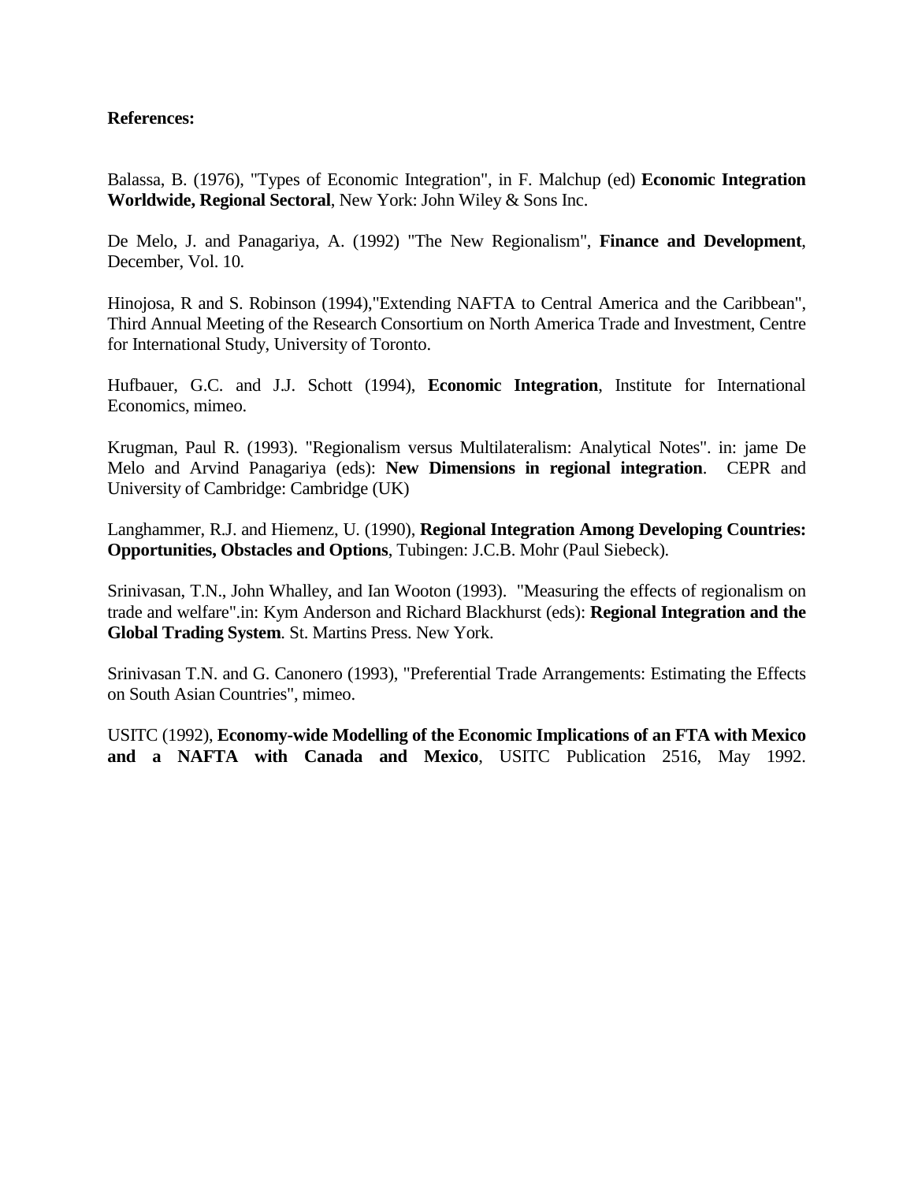**References:**

Balassa, B. (1976), "Types of Economic Integration", in F. Malchup (ed) **Economic Integration Worldwide, Regional Sectoral**, New York: John Wiley & Sons Inc.

De Melo, J. and Panagariya, A. (1992) "The New Regionalism", **Finance and Development**, December, Vol. 10.

Hinojosa, R and S. Robinson (1994),"Extending NAFTA to Central America and the Caribbean", Third Annual Meeting of the Research Consortium on North America Trade and Investment, Centre for International Study, University of Toronto.

Hufbauer, G.C. and J.J. Schott (1994), **Economic Integration**, Institute for International Economics, mimeo.

Krugman, Paul R. (1993). "Regionalism versus Multilateralism: Analytical Notes". in: jame De Melo and Arvind Panagariya (eds): **New Dimensions in regional integration**. CEPR and University of Cambridge: Cambridge (UK)

Langhammer, R.J. and Hiemenz, U. (1990), **Regional Integration Among Developing Countries: Opportunities, Obstacles and Options**, Tubingen: J.C.B. Mohr (Paul Siebeck).

Srinivasan, T.N., John Whalley, and Ian Wooton (1993). "Measuring the effects of regionalism on trade and welfare".in: Kym Anderson and Richard Blackhurst (eds): **Regional Integration and the Global Trading System**. St. Martins Press. New York.

Srinivasan T.N. and G. Canonero (1993), "Preferential Trade Arrangements: Estimating the Effects on South Asian Countries", mimeo.

USITC (1992), **Economy-wide Modelling of the Economic Implications of an FTA with Mexico and a NAFTA with Canada and Mexico**, USITC Publication 2516, May 1992.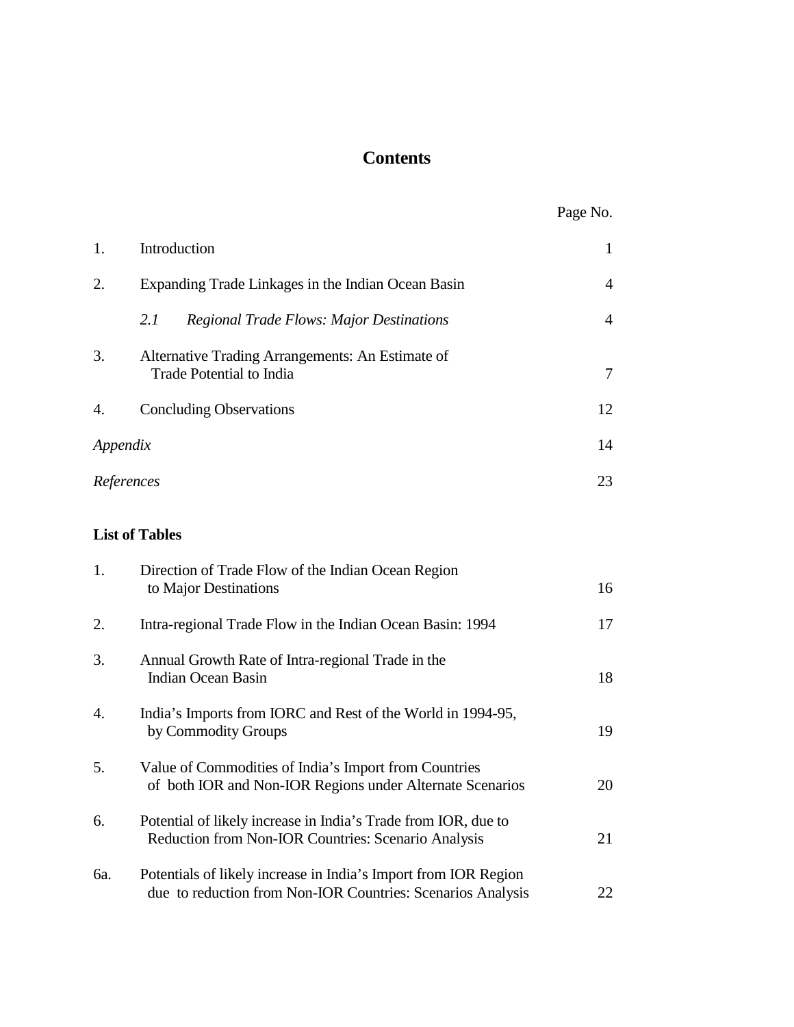# Contents

| | | Page No. |
|---|---|---|
| 1. | Introduction | 1 |
| 2. | Expanding Trade Linkages in the Indian Ocean Basin | 4 |
| | *2.1 Regional Trade Flows: Major Destinations* | 4 |
| 3. | Alternative Trading Arrangements: An Estimate of Trade Potential to India | 7 |
| 4. | Concluding Observations | 12 |
| *Appendix* | | 14 |
| *References* | | 23 |

**List of Tables**

| | | |
|---|---|---|
| 1. | Direction of Trade Flow of the Indian Ocean Region to Major Destinations | 16 |
| 2. | Intra-regional Trade Flow in the Indian Ocean Basin: 1994 | 17 |
| 3. | Annual Growth Rate of Intra-regional Trade in the Indian Ocean Basin | 18 |
| 4. | India's Imports from IORC and Rest of the World in 1994-95, by Commodity Groups | 19 |
| 5. | Value of Commodities of India's Import from Countries of both IOR and Non-IOR Regions under Alternate Scenarios | 20 |
| 6. | Potential of likely increase in India's Trade from IOR, due to Reduction from Non-IOR Countries: Scenario Analysis | 21 |
| 6a. | Potentials of likely increase in India's Import from IOR Region due to reduction from Non-IOR Countries: Scenarios Analysis | 22 |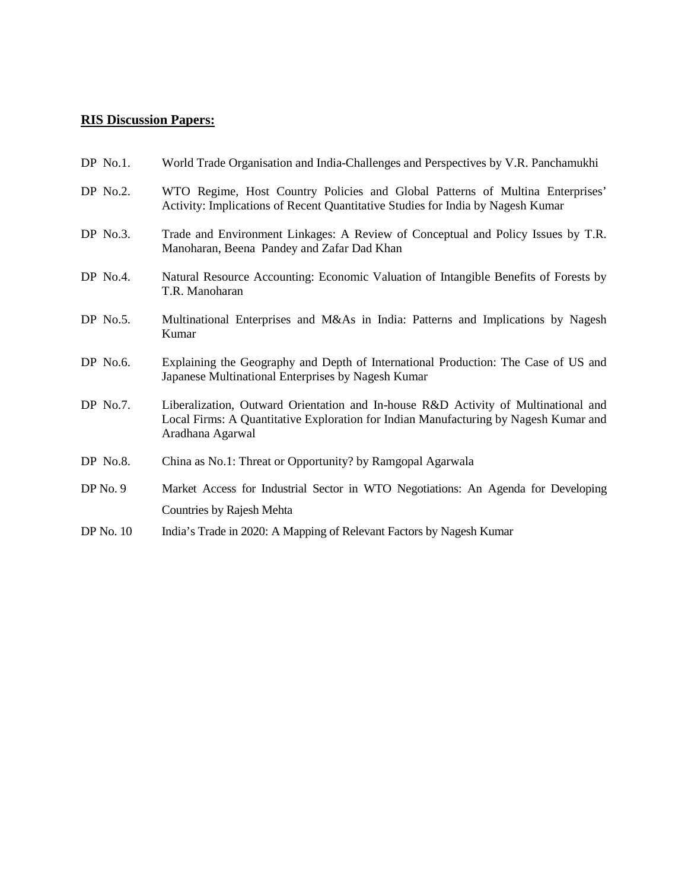**RIS Discussion Papers:**

DP No.1. World Trade Organisation and India-Challenges and Perspectives by V.R. Panchamukhi

DP No.2. WTO Regime, Host Country Policies and Global Patterns of Multina Enterprises' Activity: Implications of Recent Quantitative Studies for India by Nagesh Kumar

DP No.3. Trade and Environment Linkages: A Review of Conceptual and Policy Issues by T.R. Manoharan, Beena Pandey and Zafar Dad Khan

DP No.4. Natural Resource Accounting: Economic Valuation of Intangible Benefits of Forests by T.R. Manoharan

DP No.5. Multinational Enterprises and M&As in India: Patterns and Implications by Nagesh Kumar

DP No.6. Explaining the Geography and Depth of International Production: The Case of US and Japanese Multinational Enterprises by Nagesh Kumar

DP No.7. Liberalization, Outward Orientation and In-house R&D Activity of Multinational and Local Firms: A Quantitative Exploration for Indian Manufacturing by Nagesh Kumar and Aradhana Agarwal

DP No.8. China as No.1: Threat or Opportunity? by Ramgopal Agarwala

DP No. 9 Market Access for Industrial Sector in WTO Negotiations: An Agenda for Developing Countries by Rajesh Mehta

DP No. 10 India's Trade in 2020: A Mapping of Relevant Factors by Nagesh Kumar